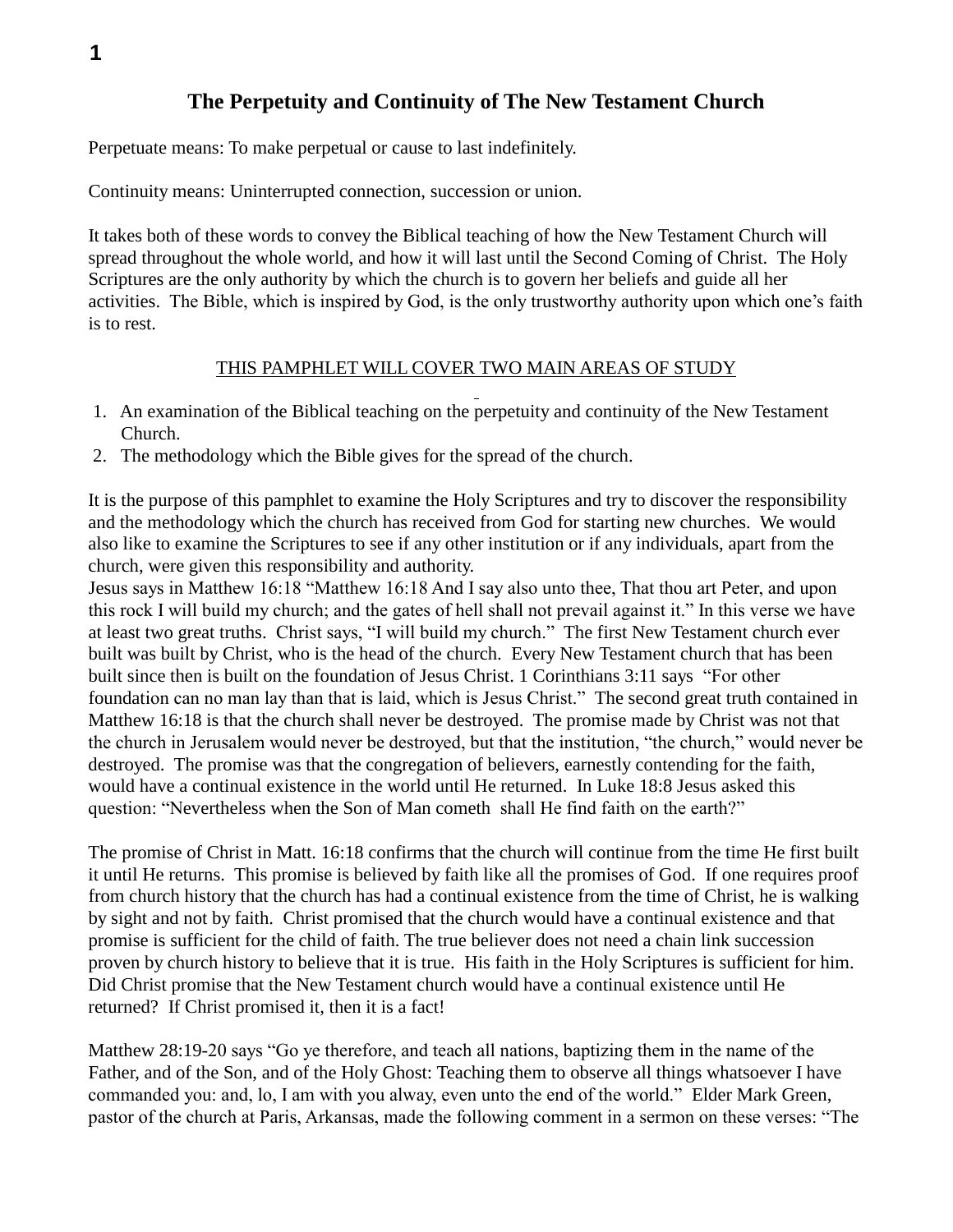# The Perpetuity and Continuity of The New Testament Church

Perpetuate means: To make perpetual or cause to last indefinitely.

Continuity means: Uninterrupted connection, succession or union.

It takes both of these words to convey the Biblical teaching of how the New Testament Church will spread throughout the whole world, and how it will last until the Second Coming of Christ. The Holy Scriptures are the only authority by which the church is to govern her beliefs and guide all her activities. The Bible, which is inspired by God, is the only trustworthy authority upon which one's faith is to rest.

## THIS PAMPHLET WILL COVER TWO MAIN AREAS OF STUDY

1. An examination of the Biblical teaching on the perpetuity and continuity of the New Testament Church.
2. The methodology which the Bible gives for the spread of the church.

It is the purpose of this pamphlet to examine the Holy Scriptures and try to discover the responsibility and the methodology which the church has received from God for starting new churches. We would also like to examine the Scriptures to see if any other institution or if any individuals, apart from the church, were given this responsibility and authority.
Jesus says in Matthew 16:18 "Matthew 16:18 And I say also unto thee, That thou art Peter, and upon this rock I will build my church; and the gates of hell shall not prevail against it." In this verse we have at least two great truths. Christ says, "I will build my church." The first New Testament church ever built was built by Christ, who is the head of the church. Every New Testament church that has been built since then is built on the foundation of Jesus Christ. 1 Corinthians 3:11 says "For other foundation can no man lay than that is laid, which is Jesus Christ." The second great truth contained in Matthew 16:18 is that the church shall never be destroyed. The promise made by Christ was not that the church in Jerusalem would never be destroyed, but that the institution, "the church," would never be destroyed. The promise was that the congregation of believers, earnestly contending for the faith, would have a continual existence in the world until He returned. In Luke 18:8 Jesus asked this question: "Nevertheless when the Son of Man cometh shall He find faith on the earth?"

The promise of Christ in Matt. 16:18 confirms that the church will continue from the time He first built it until He returns. This promise is believed by faith like all the promises of God. If one requires proof from church history that the church has had a continual existence from the time of Christ, he is walking by sight and not by faith. Christ promised that the church would have a continual existence and that promise is sufficient for the child of faith. The true believer does not need a chain link succession proven by church history to believe that it is true. His faith in the Holy Scriptures is sufficient for him. Did Christ promise that the New Testament church would have a continual existence until He returned? If Christ promised it, then it is a fact!

Matthew 28:19-20 says "Go ye therefore, and teach all nations, baptizing them in the name of the Father, and of the Son, and of the Holy Ghost: Teaching them to observe all things whatsoever I have commanded you: and, lo, I am with you alway, even unto the end of the world." Elder Mark Green, pastor of the church at Paris, Arkansas, made the following comment in a sermon on these verses: "The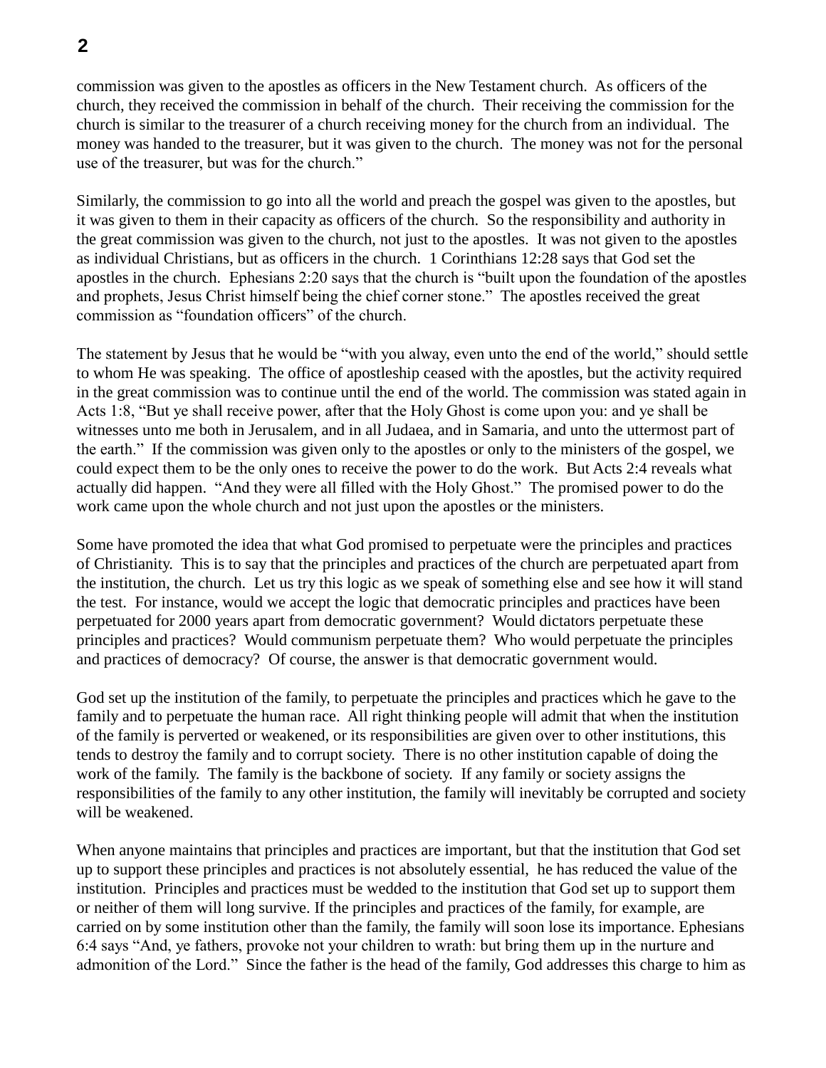commission was given to the apostles as officers in the New Testament church. As officers of the church, they received the commission in behalf of the church. Their receiving the commission for the church is similar to the treasurer of a church receiving money for the church from an individual. The money was handed to the treasurer, but it was given to the church. The money was not for the personal use of the treasurer, but was for the church."

Similarly, the commission to go into all the world and preach the gospel was given to the apostles, but it was given to them in their capacity as officers of the church. So the responsibility and authority in the great commission was given to the church, not just to the apostles. It was not given to the apostles as individual Christians, but as officers in the church. 1 Corinthians 12:28 says that God set the apostles in the church. Ephesians 2:20 says that the church is "built upon the foundation of the apostles and prophets, Jesus Christ himself being the chief corner stone." The apostles received the great commission as "foundation officers" of the church.

The statement by Jesus that he would be "with you alway, even unto the end of the world," should settle to whom He was speaking. The office of apostleship ceased with the apostles, but the activity required in the great commission was to continue until the end of the world. The commission was stated again in Acts 1:8, "But ye shall receive power, after that the Holy Ghost is come upon you: and ye shall be witnesses unto me both in Jerusalem, and in all Judaea, and in Samaria, and unto the uttermost part of the earth." If the commission was given only to the apostles or only to the ministers of the gospel, we could expect them to be the only ones to receive the power to do the work. But Acts 2:4 reveals what actually did happen. "And they were all filled with the Holy Ghost." The promised power to do the work came upon the whole church and not just upon the apostles or the ministers.

Some have promoted the idea that what God promised to perpetuate were the principles and practices of Christianity. This is to say that the principles and practices of the church are perpetuated apart from the institution, the church. Let us try this logic as we speak of something else and see how it will stand the test. For instance, would we accept the logic that democratic principles and practices have been perpetuated for 2000 years apart from democratic government? Would dictators perpetuate these principles and practices? Would communism perpetuate them? Who would perpetuate the principles and practices of democracy? Of course, the answer is that democratic government would.

God set up the institution of the family, to perpetuate the principles and practices which he gave to the family and to perpetuate the human race. All right thinking people will admit that when the institution of the family is perverted or weakened, or its responsibilities are given over to other institutions, this tends to destroy the family and to corrupt society. There is no other institution capable of doing the work of the family. The family is the backbone of society. If any family or society assigns the responsibilities of the family to any other institution, the family will inevitably be corrupted and society will be weakened.

When anyone maintains that principles and practices are important, but that the institution that God set up to support these principles and practices is not absolutely essential, he has reduced the value of the institution. Principles and practices must be wedded to the institution that God set up to support them or neither of them will long survive. If the principles and practices of the family, for example, are carried on by some institution other than the family, the family will soon lose its importance. Ephesians 6:4 says "And, ye fathers, provoke not your children to wrath: but bring them up in the nurture and admonition of the Lord." Since the father is the head of the family, God addresses this charge to him as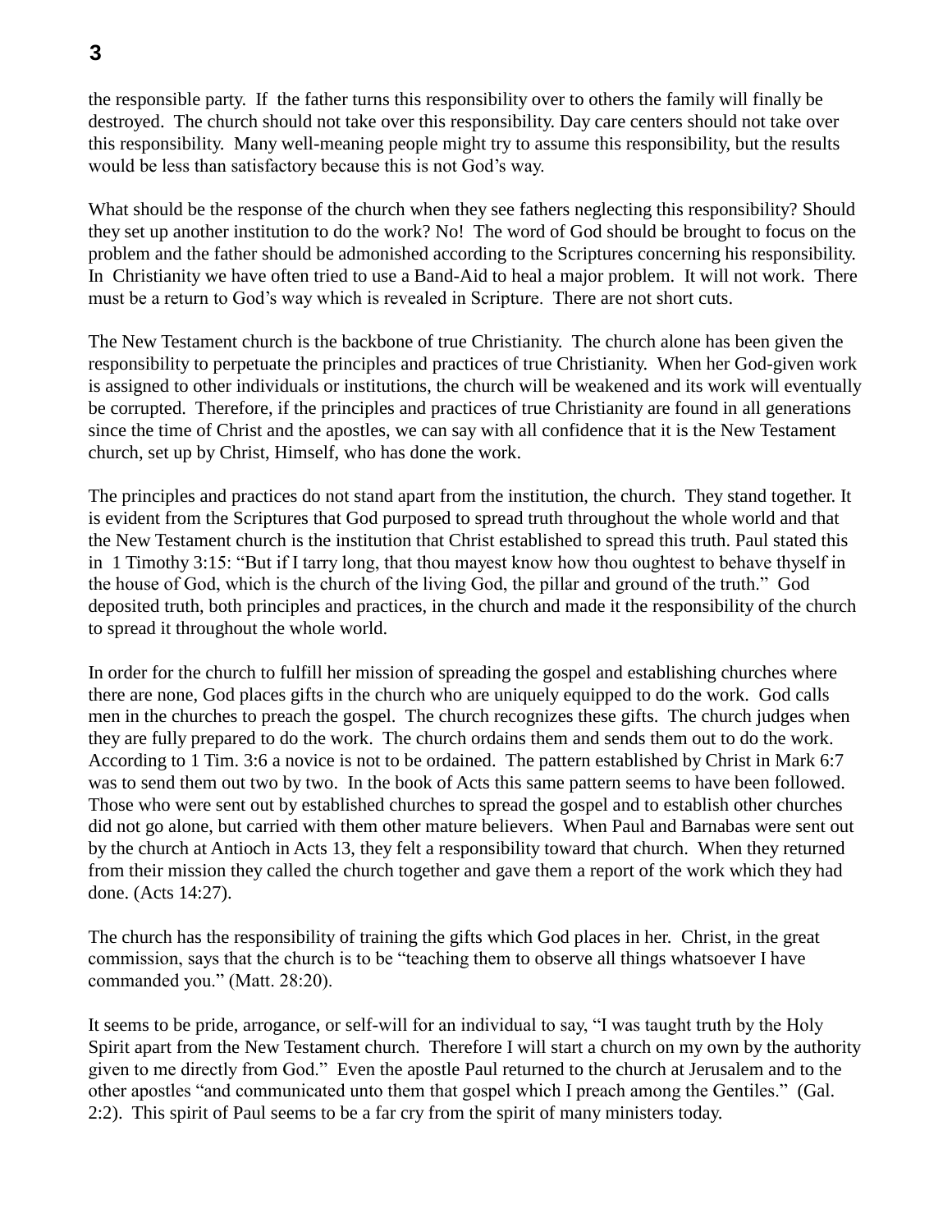the responsible party. If the father turns this responsibility over to others the family will finally be destroyed. The church should not take over this responsibility. Day care centers should not take over this responsibility. Many well-meaning people might try to assume this responsibility, but the results would be less than satisfactory because this is not God's way.

What should be the response of the church when they see fathers neglecting this responsibility? Should they set up another institution to do the work? No! The word of God should be brought to focus on the problem and the father should be admonished according to the Scriptures concerning his responsibility. In Christianity we have often tried to use a Band-Aid to heal a major problem. It will not work. There must be a return to God's way which is revealed in Scripture. There are not short cuts.

The New Testament church is the backbone of true Christianity. The church alone has been given the responsibility to perpetuate the principles and practices of true Christianity. When her God-given work is assigned to other individuals or institutions, the church will be weakened and its work will eventually be corrupted. Therefore, if the principles and practices of true Christianity are found in all generations since the time of Christ and the apostles, we can say with all confidence that it is the New Testament church, set up by Christ, Himself, who has done the work.

The principles and practices do not stand apart from the institution, the church. They stand together. It is evident from the Scriptures that God purposed to spread truth throughout the whole world and that the New Testament church is the institution that Christ established to spread this truth. Paul stated this in 1 Timothy 3:15: "But if I tarry long, that thou mayest know how thou oughtest to behave thyself in the house of God, which is the church of the living God, the pillar and ground of the truth." God deposited truth, both principles and practices, in the church and made it the responsibility of the church to spread it throughout the whole world.

In order for the church to fulfill her mission of spreading the gospel and establishing churches where there are none, God places gifts in the church who are uniquely equipped to do the work. God calls men in the churches to preach the gospel. The church recognizes these gifts. The church judges when they are fully prepared to do the work. The church ordains them and sends them out to do the work. According to 1 Tim. 3:6 a novice is not to be ordained. The pattern established by Christ in Mark 6:7 was to send them out two by two. In the book of Acts this same pattern seems to have been followed. Those who were sent out by established churches to spread the gospel and to establish other churches did not go alone, but carried with them other mature believers. When Paul and Barnabas were sent out by the church at Antioch in Acts 13, they felt a responsibility toward that church. When they returned from their mission they called the church together and gave them a report of the work which they had done. (Acts 14:27).

The church has the responsibility of training the gifts which God places in her. Christ, in the great commission, says that the church is to be "teaching them to observe all things whatsoever I have commanded you." (Matt. 28:20).

It seems to be pride, arrogance, or self-will for an individual to say, "I was taught truth by the Holy Spirit apart from the New Testament church. Therefore I will start a church on my own by the authority given to me directly from God." Even the apostle Paul returned to the church at Jerusalem and to the other apostles "and communicated unto them that gospel which I preach among the Gentiles." (Gal. 2:2). This spirit of Paul seems to be a far cry from the spirit of many ministers today.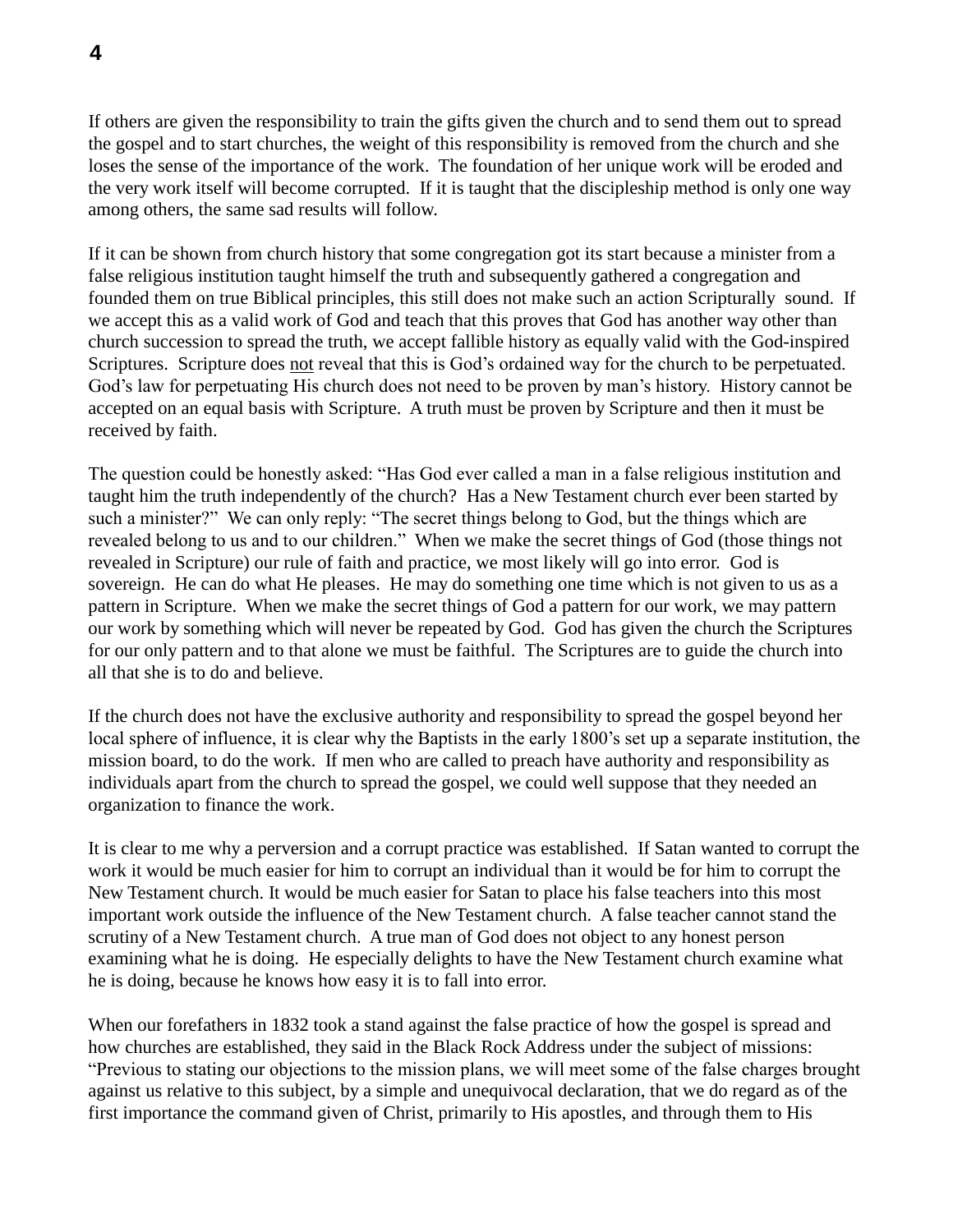If others are given the responsibility to train the gifts given the church and to send them out to spread the gospel and to start churches, the weight of this responsibility is removed from the church and she loses the sense of the importance of the work. The foundation of her unique work will be eroded and the very work itself will become corrupted. If it is taught that the discipleship method is only one way among others, the same sad results will follow.

If it can be shown from church history that some congregation got its start because a minister from a false religious institution taught himself the truth and subsequently gathered a congregation and founded them on true Biblical principles, this still does not make such an action Scripturally sound. If we accept this as a valid work of God and teach that this proves that God has another way other than church succession to spread the truth, we accept fallible history as equally valid with the God-inspired Scriptures. Scripture does <u>not</u> reveal that this is God's ordained way for the church to be perpetuated. God's law for perpetuating His church does not need to be proven by man's history. History cannot be accepted on an equal basis with Scripture. A truth must be proven by Scripture and then it must be received by faith.

The question could be honestly asked: "Has God ever called a man in a false religious institution and taught him the truth independently of the church? Has a New Testament church ever been started by such a minister?" We can only reply: "The secret things belong to God, but the things which are revealed belong to us and to our children." When we make the secret things of God (those things not revealed in Scripture) our rule of faith and practice, we most likely will go into error. God is sovereign. He can do what He pleases. He may do something one time which is not given to us as a pattern in Scripture. When we make the secret things of God a pattern for our work, we may pattern our work by something which will never be repeated by God. God has given the church the Scriptures for our only pattern and to that alone we must be faithful. The Scriptures are to guide the church into all that she is to do and believe.

If the church does not have the exclusive authority and responsibility to spread the gospel beyond her local sphere of influence, it is clear why the Baptists in the early 1800's set up a separate institution, the mission board, to do the work. If men who are called to preach have authority and responsibility as individuals apart from the church to spread the gospel, we could well suppose that they needed an organization to finance the work.

It is clear to me why a perversion and a corrupt practice was established. If Satan wanted to corrupt the work it would be much easier for him to corrupt an individual than it would be for him to corrupt the New Testament church. It would be much easier for Satan to place his false teachers into this most important work outside the influence of the New Testament church. A false teacher cannot stand the scrutiny of a New Testament church. A true man of God does not object to any honest person examining what he is doing. He especially delights to have the New Testament church examine what he is doing, because he knows how easy it is to fall into error.

When our forefathers in 1832 took a stand against the false practice of how the gospel is spread and how churches are established, they said in the Black Rock Address under the subject of missions: "Previous to stating our objections to the mission plans, we will meet some of the false charges brought against us relative to this subject, by a simple and unequivocal declaration, that we do regard as of the first importance the command given of Christ, primarily to His apostles, and through them to His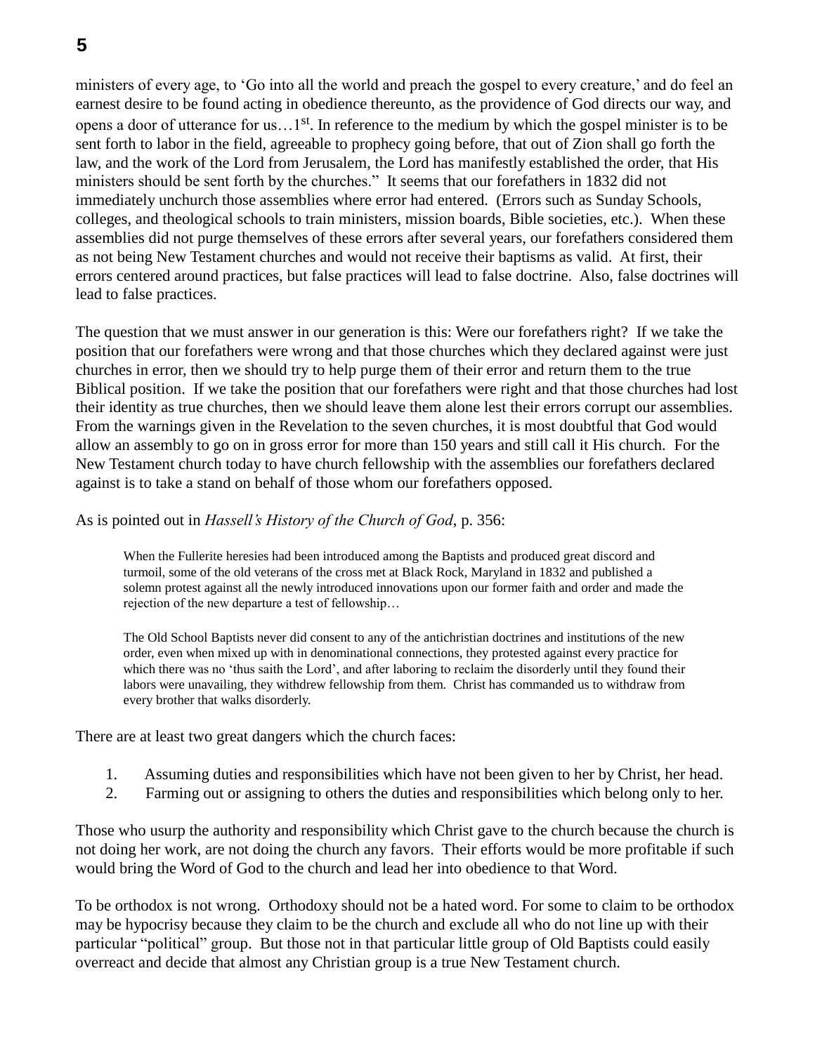ministers of every age, to 'Go into all the world and preach the gospel to every creature,' and do feel an earnest desire to be found acting in obedience thereunto, as the providence of God directs our way, and opens a door of utterance for us…1st. In reference to the medium by which the gospel minister is to be sent forth to labor in the field, agreeable to prophecy going before, that out of Zion shall go forth the law, and the work of the Lord from Jerusalem, the Lord has manifestly established the order, that His ministers should be sent forth by the churches." It seems that our forefathers in 1832 did not immediately unchurch those assemblies where error had entered. (Errors such as Sunday Schools, colleges, and theological schools to train ministers, mission boards, Bible societies, etc.). When these assemblies did not purge themselves of these errors after several years, our forefathers considered them as not being New Testament churches and would not receive their baptisms as valid. At first, their errors centered around practices, but false practices will lead to false doctrine. Also, false doctrines will lead to false practices.

The question that we must answer in our generation is this: Were our forefathers right? If we take the position that our forefathers were wrong and that those churches which they declared against were just churches in error, then we should try to help purge them of their error and return them to the true Biblical position. If we take the position that our forefathers were right and that those churches had lost their identity as true churches, then we should leave them alone lest their errors corrupt our assemblies. From the warnings given in the Revelation to the seven churches, it is most doubtful that God would allow an assembly to go on in gross error for more than 150 years and still call it His church. For the New Testament church today to have church fellowship with the assemblies our forefathers declared against is to take a stand on behalf of those whom our forefathers opposed.

As is pointed out in *Hassell's History of the Church of God*, p. 356:

> When the Fullerite heresies had been introduced among the Baptists and produced great discord and turmoil, some of the old veterans of the cross met at Black Rock, Maryland in 1832 and published a solemn protest against all the newly introduced innovations upon our former faith and order and made the rejection of the new departure a test of fellowship…
>
> The Old School Baptists never did consent to any of the antichristian doctrines and institutions of the new order, even when mixed up with in denominational connections, they protested against every practice for which there was no 'thus saith the Lord', and after laboring to reclaim the disorderly until they found their labors were unavailing, they withdrew fellowship from them. Christ has commanded us to withdraw from every brother that walks disorderly.

There are at least two great dangers which the church faces:

1. Assuming duties and responsibilities which have not been given to her by Christ, her head.
2. Farming out or assigning to others the duties and responsibilities which belong only to her.

Those who usurp the authority and responsibility which Christ gave to the church because the church is not doing her work, are not doing the church any favors. Their efforts would be more profitable if such would bring the Word of God to the church and lead her into obedience to that Word.

To be orthodox is not wrong. Orthodoxy should not be a hated word. For some to claim to be orthodox may be hypocrisy because they claim to be the church and exclude all who do not line up with their particular "political" group. But those not in that particular little group of Old Baptists could easily overreact and decide that almost any Christian group is a true New Testament church.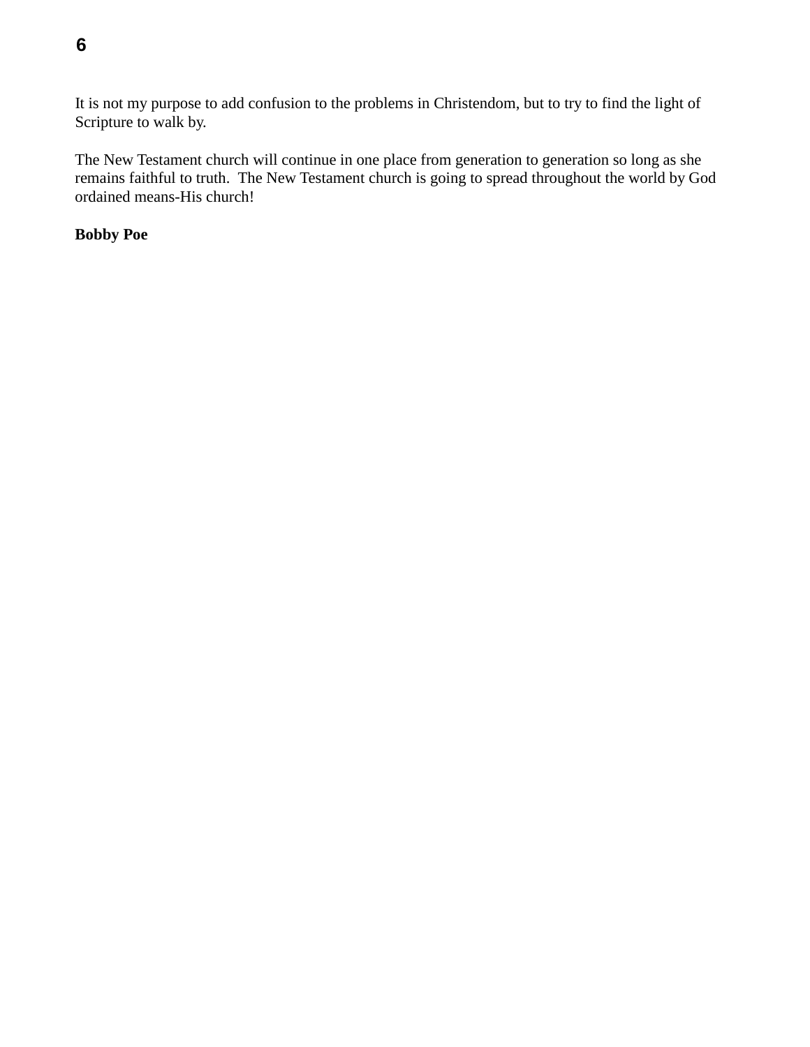It is not my purpose to add confusion to the problems in Christendom, but to try to find the light of Scripture to walk by.

The New Testament church will continue in one place from generation to generation so long as she remains faithful to truth.  The New Testament church is going to spread throughout the world by God ordained means-His church!

**Bobby Poe**